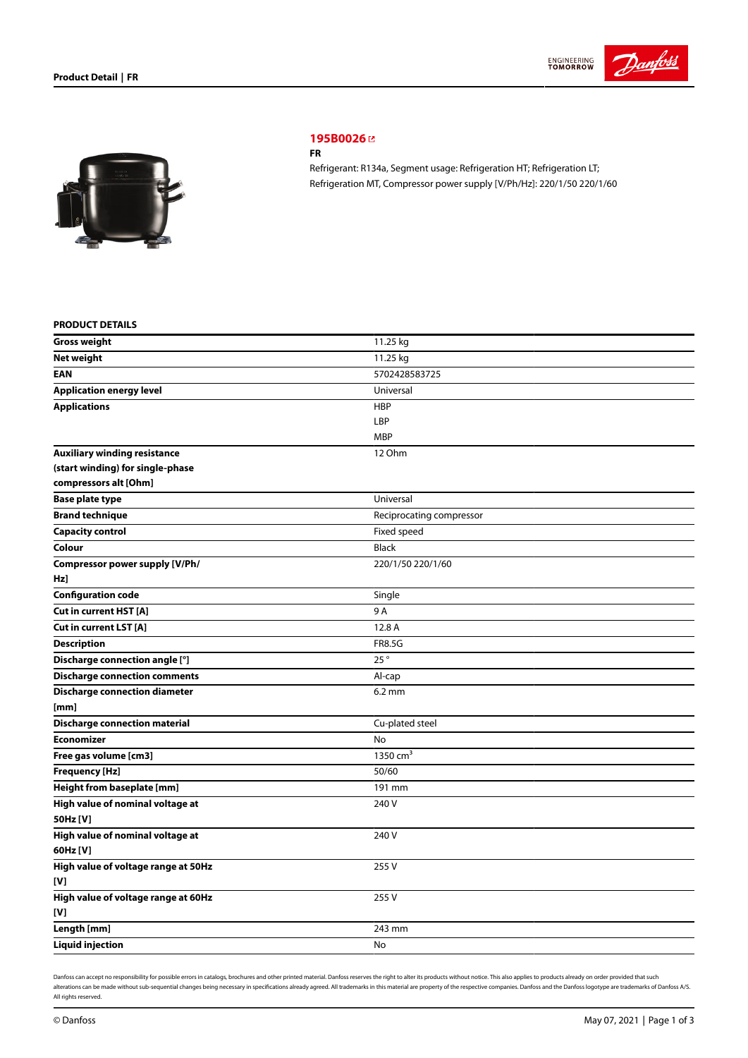## 195B0026

**FR**

Refrigerant: R134a, Segment usage: Refrigeration HT; Refrigeration LT; Refrigeration MT, Compressor power supply [V/Ph/Hz]: 220/1/50 220/1/60

### PRODUCT DETAILS

| | |
|---|---|
| **Gross weight** | 11.25 kg |
| **Net weight** | 11.25 kg |
| **EAN** | 5702428583725 |
| **Application energy level** | Universal |
| **Applications** | HBP<br>LBP<br>MBP |
| **Auxiliary winding resistance (start winding) for single-phase compressors alt [Ohm]** | 12 Ohm |
| **Base plate type** | Universal |
| **Brand technique** | Reciprocating compressor |
| **Capacity control** | Fixed speed |
| **Colour** | Black |
| **Compressor power supply [V/Ph/Hz]** | 220/1/50 220/1/60 |
| **Configuration code** | Single |
| **Cut in current HST [A]** | 9 A |
| **Cut in current LST [A]** | 12.8 A |
| **Description** | FR8.5G |
| **Discharge connection angle [°]** | 25 ° |
| **Discharge connection comments** | Al-cap |
| **Discharge connection diameter [mm]** | 6.2 mm |
| **Discharge connection material** | Cu-plated steel |
| **Economizer** | No |
| **Free gas volume [cm3]** | 1350 $cm^3$ |
| **Frequency [Hz]** | 50/60 |
| **Height from baseplate [mm]** | 191 mm |
| **High value of nominal voltage at 50Hz [V]** | 240 V |
| **High value of nominal voltage at 60Hz [V]** | 240 V |
| **High value of voltage range at 50Hz [V]** | 255 V |
| **High value of voltage range at 60Hz [V]** | 255 V |
| **Length [mm]** | 243 mm |
| **Liquid injection** | No |

Danfoss can accept no responsibility for possible errors in catalogs, brochures and other printed material. Danfoss reserves the right to alter its products without notice. This also applies to products already on order provided that such alterations can be made without sub-sequential changes being necessary in specifications already agreed. All trademarks in this material are property of the respective companies. Danfoss and the Danfoss logotype are trademarks of Danfoss A/S. All rights reserved.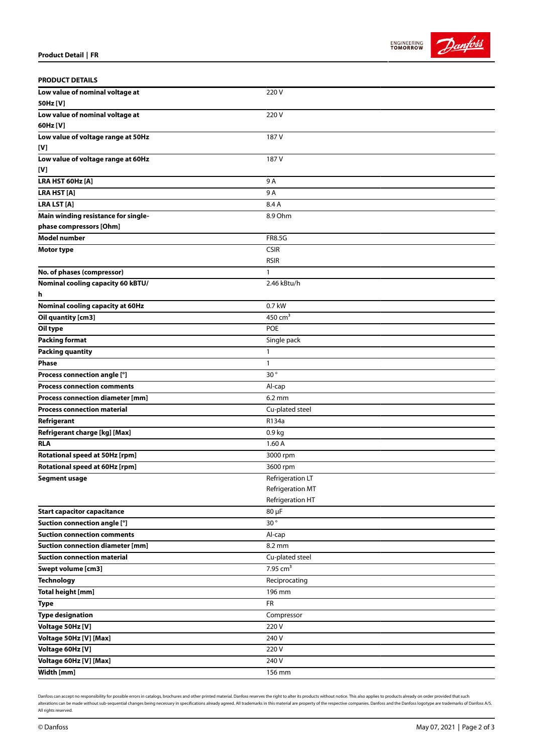**PRODUCT DETAILS**

| | |
|---|---|
| **Low value of nominal voltage at 50Hz [V]** | 220 V |
| **Low value of nominal voltage at 60Hz [V]** | 220 V |
| **Low value of voltage range at 50Hz [V]** | 187 V |
| **Low value of voltage range at 60Hz [V]** | 187 V |
| **LRA HST 60Hz [A]** | 9 A |
| **LRA HST [A]** | 9 A |
| **LRA LST [A]** | 8.4 A |
| **Main winding resistance for single-phase compressors [Ohm]** | 8.9 Ohm |
| **Model number** | FR8.5G |
| **Motor type** | CSIR<br>RSIR |
| **No. of phases (compressor)** | 1 |
| **Nominal cooling capacity 60 kBTU/h** | 2.46 kBtu/h |
| **Nominal cooling capacity at 60Hz** | 0.7 kW |
| **Oil quantity [cm3]** | 450 $cm^3$ |
| **Oil type** | POE |
| **Packing format** | Single pack |
| **Packing quantity** | 1 |
| **Phase** | 1 |
| **Process connection angle [°]** | 30 ° |
| **Process connection comments** | Al-cap |
| **Process connection diameter [mm]** | 6.2 mm |
| **Process connection material** | Cu-plated steel |
| **Refrigerant** | R134a |
| **Refrigerant charge [kg] [Max]** | 0.9 kg |
| **RLA** | 1.60 A |
| **Rotational speed at 50Hz [rpm]** | 3000 rpm |
| **Rotational speed at 60Hz [rpm]** | 3600 rpm |
| **Segment usage** | Refrigeration LT<br>Refrigeration MT<br>Refrigeration HT |
| **Start capacitor capacitance** | 80 µF |
| **Suction connection angle [°]** | 30 ° |
| **Suction connection comments** | Al-cap |
| **Suction connection diameter [mm]** | 8.2 mm |
| **Suction connection material** | Cu-plated steel |
| **Swept volume [cm3]** | 7.95 $cm^3$ |
| **Technology** | Reciprocating |
| **Total height [mm]** | 196 mm |
| **Type** | FR |
| **Type designation** | Compressor |
| **Voltage 50Hz [V]** | 220 V |
| **Voltage 50Hz [V] [Max]** | 240 V |
| **Voltage 60Hz [V]** | 220 V |
| **Voltage 60Hz [V] [Max]** | 240 V |
| **Width [mm]** | 156 mm |

Danfoss can accept no responsibility for possible errors in catalogs, brochures and other printed material. Danfoss reserves the right to alter its products without notice. This also applies to products already on order provided that such alterations can be made without sub-sequential changes being necessary in specifications already agreed. All trademarks in this material are property of the respective companies. Danfoss and the Danfoss logotype are trademarks of Danfoss A/S. All rights reserved.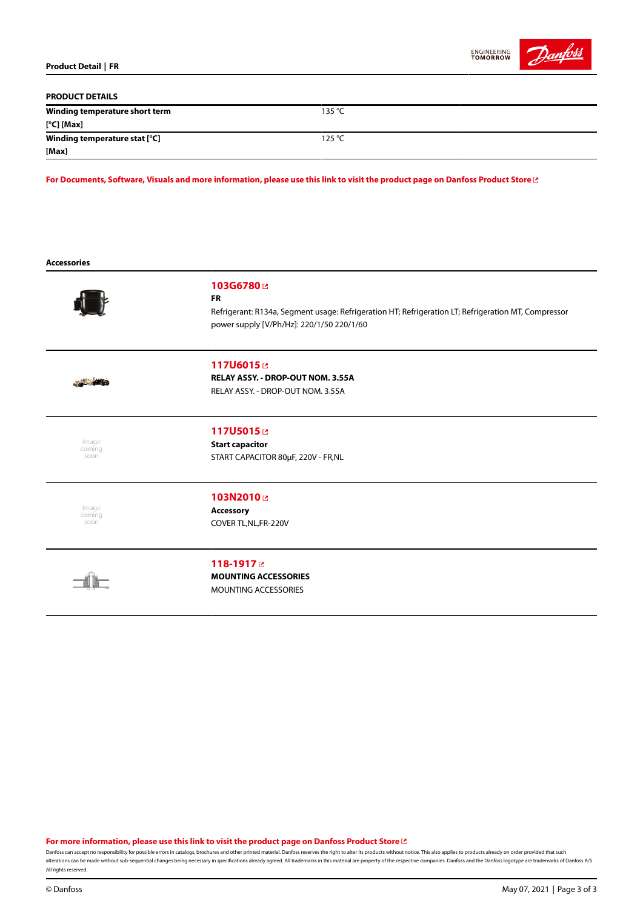## PRODUCT DETAILS

| | |
|---|---|
| **Winding temperature short term [°C] [Max]** | 135 °C |
| **Winding temperature stat [°C] [Max]** | 125 °C |

**For Documents, Software, Visuals and more information, please use this link to visit the product page on Danfoss Product Store**

## Accessories

**103G6780**

**FR**

Refrigerant: R134a, Segment usage: Refrigeration HT; Refrigeration LT; Refrigeration MT, Compressor power supply [V/Ph/Hz]: 220/1/50 220/1/60

**117U6015**

**RELAY ASSY. - DROP-OUT NOM. 3.55A**

RELAY ASSY. - DROP-OUT NOM. 3.55A

**117U5015**

**Start capacitor**

START CAPACITOR 80µF, 220V - FR,NL

**103N2010**

**Accessory**

COVER TL,NL,FR-220V

**118-1917**

**MOUNTING ACCESSORIES**

MOUNTING ACCESSORIES

**For more information, please use this link to visit the product page on Danfoss Product Store**

Danfoss can accept no responsibility for possible errors in catalogs, brochures and other printed material. Danfoss reserves the right to alter its products without notice. This also applies to products already on order provided that such alterations can be made without sub-sequential changes being necessary in specifications already agreed. All trademarks in this material are property of the respective companies. Danfoss and the Danfoss logotype are trademarks of Danfoss A/S. All rights reserved.